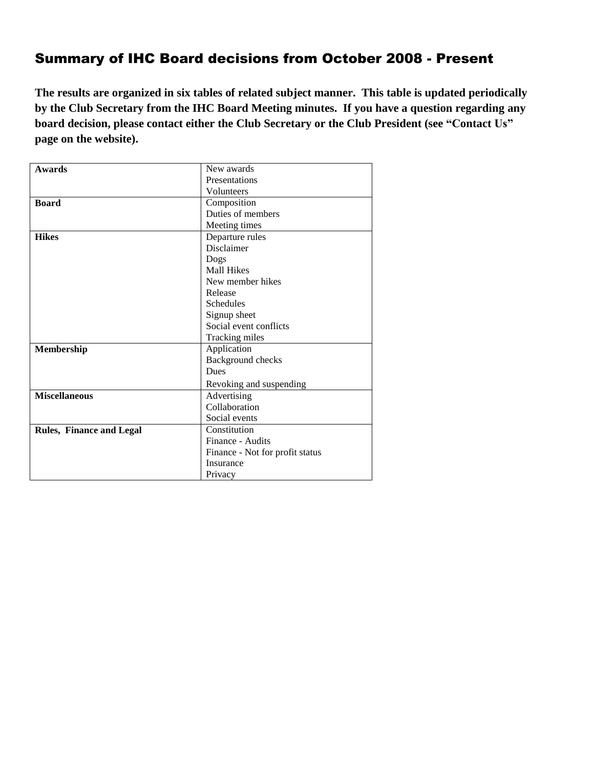# Summary of IHC Board decisions from October 2008 - Present

**The results are organized in six tables of related subject manner. This table is updated periodically by the Club Secretary from the IHC Board Meeting minutes. If you have a question regarding any board decision, please contact either the Club Secretary or the Club President (see "Contact Us" page on the website).**

| Category | Topics |
|---|---|
| **Awards** | New awards<br>Presentations<br>Volunteers |
| **Board** | Composition<br>Duties of members<br>Meeting times |
| **Hikes** | Departure rules<br>Disclaimer<br>Dogs<br>Mall Hikes<br>New member hikes<br>Release<br>Schedules<br>Signup sheet<br>Social event conflicts<br>Tracking miles |
| **Membership** | Application<br>Background checks<br>Dues<br>Revoking and suspending |
| **Miscellaneous** | Advertising<br>Collaboration<br>Social events |
| **Rules, Finance and Legal** | Constitution<br>Finance - Audits<br>Finance - Not for profit status<br>Insurance<br>Privacy |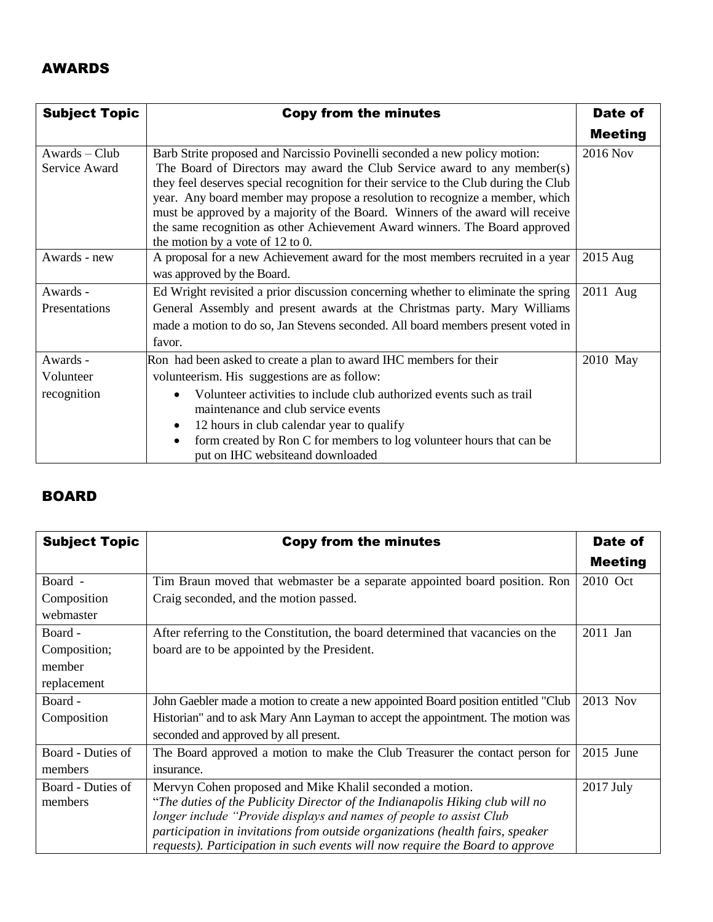## AWARDS

| Subject Topic | Copy from the minutes | Date of Meeting |
|---|---|---|
| Awards – Club Service Award | Barb Strite proposed and Narcissio Povinelli seconded a new policy motion: The Board of Directors may award the Club Service award to any member(s) they feel deserves special recognition for their service to the Club during the Club year. Any board member may propose a resolution to recognize a member, which must be approved by a majority of the Board. Winners of the award will receive the same recognition as other Achievement Award winners. The Board approved the motion by a vote of 12 to 0. | 2016 Nov |
| Awards - new | A proposal for a new Achievement award for the most members recruited in a year was approved by the Board. | 2015 Aug |
| Awards - Presentations | Ed Wright revisited a prior discussion concerning whether to eliminate the spring General Assembly and present awards at the Christmas party. Mary Williams made a motion to do so, Jan Stevens seconded. All board members present voted in favor. | 2011 Aug |
| Awards - Volunteer recognition | Ron had been asked to create a plan to award IHC members for their volunteerism. His suggestions are as follow: <br>• Volunteer activities to include club authorized events such as trail maintenance and club service events <br>• 12 hours in club calendar year to qualify <br>• form created by Ron C for members to log volunteer hours that can be put on IHC websiteand downloaded | 2010 May |

## BOARD

| Subject Topic | Copy from the minutes | Date of Meeting |
|---|---|---|
| Board - Composition webmaster | Tim Braun moved that webmaster be a separate appointed board position. Ron Craig seconded, and the motion passed. | 2010 Oct |
| Board - Composition; member replacement | After referring to the Constitution, the board determined that vacancies on the board are to be appointed by the President. | 2011 Jan |
| Board - Composition | John Gaebler made a motion to create a new appointed Board position entitled "Club Historian" and to ask Mary Ann Layman to accept the appointment. The motion was seconded and approved by all present. | 2013 Nov |
| Board - Duties of members | The Board approved a motion to make the Club Treasurer the contact person for insurance. | 2015 June |
| Board - Duties of members | Mervyn Cohen proposed and Mike Khalil seconded a motion. "*The duties of the Publicity Director of the Indianapolis Hiking club will no longer include "Provide displays and names of people to assist Club participation in invitations from outside organizations (health fairs, speaker requests). Participation in such events will now require the Board to approve* | 2017 July |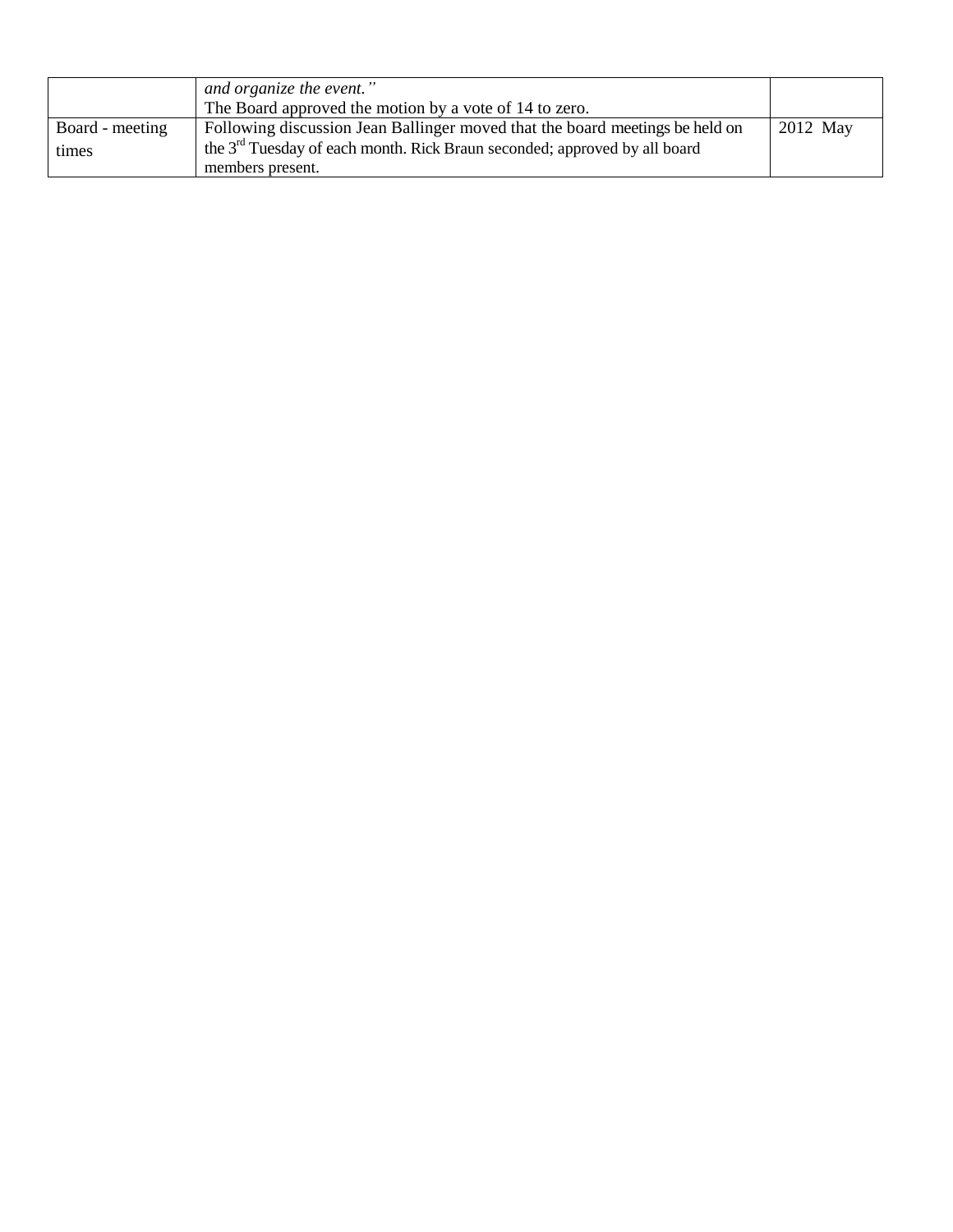| | | |
|---|---|---|
| | *and organize the event."* The Board approved the motion by a vote of 14 to zero. | |
| Board - meeting times | Following discussion Jean Ballinger moved that the board meetings be held on the 3rd Tuesday of each month. Rick Braun seconded; approved by all board members present. | 2012 May |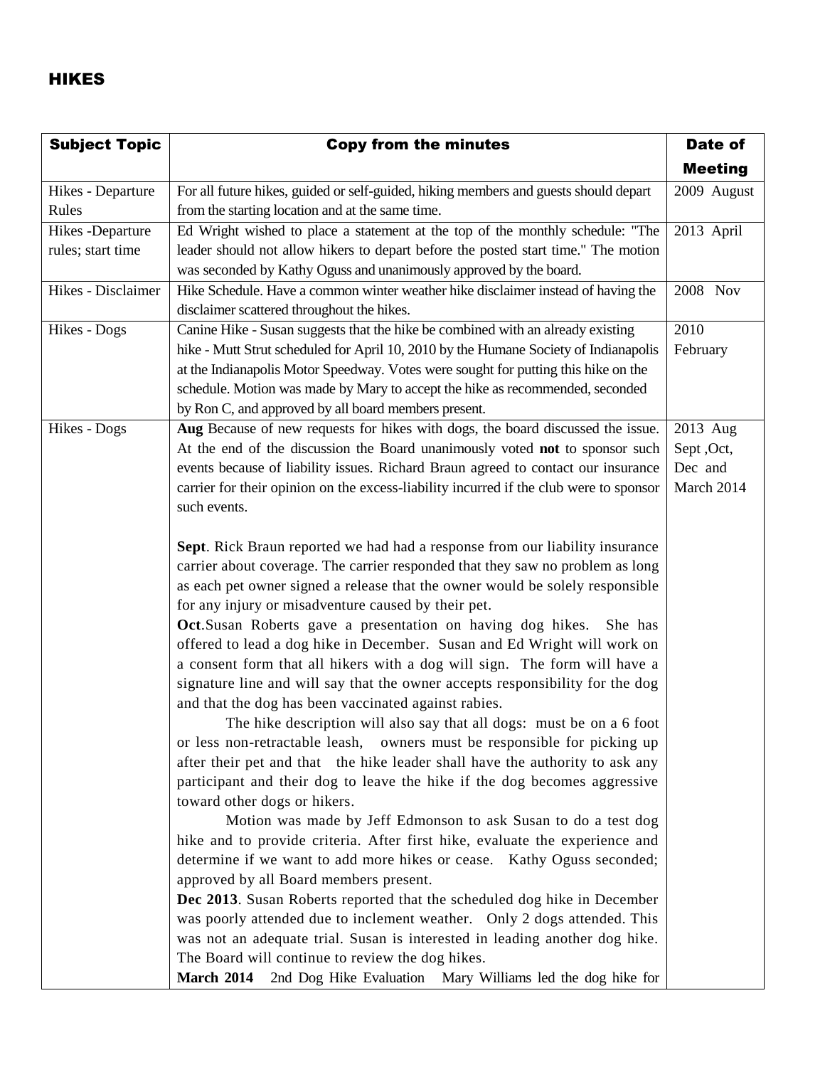## HIKES

| Subject Topic | Copy from the minutes | Date of Meeting |
|---|---|---|
| Hikes - Departure Rules | For all future hikes, guided or self-guided, hiking members and guests should depart from the starting location and at the same time. | 2009 August |
| Hikes -Departure rules; start time | Ed Wright wished to place a statement at the top of the monthly schedule: "The leader should not allow hikers to depart before the posted start time." The motion was seconded by Kathy Oguss and unanimously approved by the board. | 2013 April |
| Hikes - Disclaimer | Hike Schedule. Have a common winter weather hike disclaimer instead of having the disclaimer scattered throughout the hikes. | 2008 Nov |
| Hikes - Dogs | Canine Hike - Susan suggests that the hike be combined with an already existing hike - Mutt Strut scheduled for April 10, 2010 by the Humane Society of Indianapolis at the Indianapolis Motor Speedway. Votes were sought for putting this hike on the schedule. Motion was made by Mary to accept the hike as recommended, seconded by Ron C, and approved by all board members present. | 2010 February |
| Hikes - Dogs | **Aug** Because of new requests for hikes with dogs, the board discussed the issue. At the end of the discussion the Board unanimously voted **not** to sponsor such events because of liability issues. Richard Braun agreed to contact our insurance carrier for their opinion on the excess-liability incurred if the club were to sponsor such events.<br><br>**Sept**. Rick Braun reported we had had a response from our liability insurance carrier about coverage. The carrier responded that they saw no problem as long as each pet owner signed a release that the owner would be solely responsible for any injury or misadventure caused by their pet.<br>**Oct**.Susan Roberts gave a presentation on having dog hikes. She has offered to lead a dog hike in December. Susan and Ed Wright will work on a consent form that all hikers with a dog will sign. The form will have a signature line and will say that the owner accepts responsibility for the dog and that the dog has been vaccinated against rabies.<br>The hike description will also say that all dogs: must be on a 6 foot or less non-retractable leash, owners must be responsible for picking up after their pet and that the hike leader shall have the authority to ask any participant and their dog to leave the hike if the dog becomes aggressive toward other dogs or hikers.<br>Motion was made by Jeff Edmonson to ask Susan to do a test dog hike and to provide criteria. After first hike, evaluate the experience and determine if we want to add more hikes or cease. Kathy Oguss seconded; approved by all Board members present.<br>**Dec 2013**. Susan Roberts reported that the scheduled dog hike in December was poorly attended due to inclement weather. Only 2 dogs attended. This was not an adequate trial. Susan is interested in leading another dog hike. The Board will continue to review the dog hikes.<br>**March 2014** 2nd Dog Hike Evaluation Mary Williams led the dog hike for | 2013 Aug Sept ,Oct, Dec and March 2014 |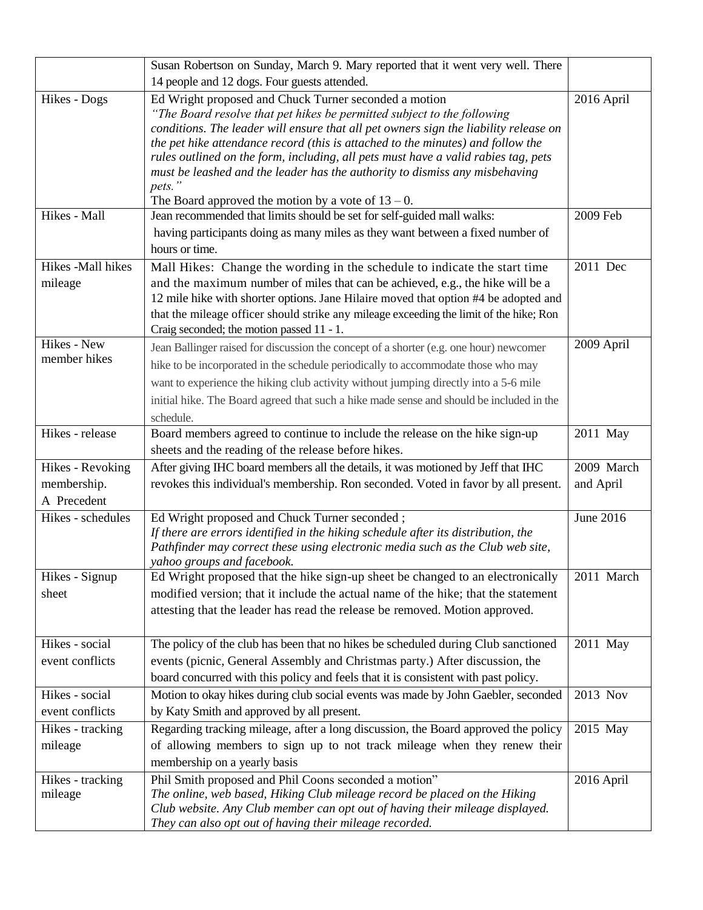| | | |
|---|---|---|
| | Susan Robertson on Sunday, March 9. Mary reported that it went very well. There 14 people and 12 dogs. Four guests attended. | |
| Hikes - Dogs | Ed Wright proposed and Chuck Turner seconded a motion *"The Board resolve that pet hikes be permitted subject to the following conditions. The leader will ensure that all pet owners sign the liability release on the pet hike attendance record (this is attached to the minutes) and follow the rules outlined on the form, including, all pets must have a valid rabies tag, pets must be leashed and the leader has the authority to dismiss any misbehaving pets."* The Board approved the motion by a vote of 13 – 0. | 2016 April |
| Hikes - Mall | Jean recommended that limits should be set for self-guided mall walks: having participants doing as many miles as they want between a fixed number of hours or time. | 2009 Feb |
| Hikes -Mall hikes mileage | Mall Hikes: Change the wording in the schedule to indicate the start time and the maximum number of miles that can be achieved, e.g., the hike will be a 12 mile hike with shorter options. Jane Hilaire moved that option #4 be adopted and that the mileage officer should strike any mileage exceeding the limit of the hike; Ron Craig seconded; the motion passed 11 - 1. | 2011 Dec |
| Hikes - New member hikes | Jean Ballinger raised for discussion the concept of a shorter (e.g. one hour) newcomer hike to be incorporated in the schedule periodically to accommodate those who may want to experience the hiking club activity without jumping directly into a 5-6 mile initial hike. The Board agreed that such a hike made sense and should be included in the schedule. | 2009 April |
| Hikes - release | Board members agreed to continue to include the release on the hike sign-up sheets and the reading of the release before hikes. | 2011 May |
| Hikes - Revoking membership. A Precedent | After giving IHC board members all the details, it was motioned by Jeff that IHC revokes this individual's membership. Ron seconded. Voted in favor by all present. | 2009 March and April |
| Hikes - schedules | Ed Wright proposed and Chuck Turner seconded ; *If there are errors identified in the hiking schedule after its distribution, the Pathfinder may correct these using electronic media such as the Club web site, yahoo groups and facebook.* | June 2016 |
| Hikes - Signup sheet | Ed Wright proposed that the hike sign-up sheet be changed to an electronically modified version; that it include the actual name of the hike; that the statement attesting that the leader has read the release be removed. Motion approved. | 2011 March |
| Hikes - social event conflicts | The policy of the club has been that no hikes be scheduled during Club sanctioned events (picnic, General Assembly and Christmas party.) After discussion, the board concurred with this policy and feels that it is consistent with past policy. | 2011 May |
| Hikes - social event conflicts | Motion to okay hikes during club social events was made by John Gaebler, seconded by Katy Smith and approved by all present. | 2013 Nov |
| Hikes - tracking mileage | Regarding tracking mileage, after a long discussion, the Board approved the policy of allowing members to sign up to not track mileage when they renew their membership on a yearly basis | 2015 May |
| Hikes - tracking mileage | Phil Smith proposed and Phil Coons seconded a motion" *The online, web based, Hiking Club mileage record be placed on the Hiking Club website. Any Club member can opt out of having their mileage displayed. They can also opt out of having their mileage recorded.* | 2016 April |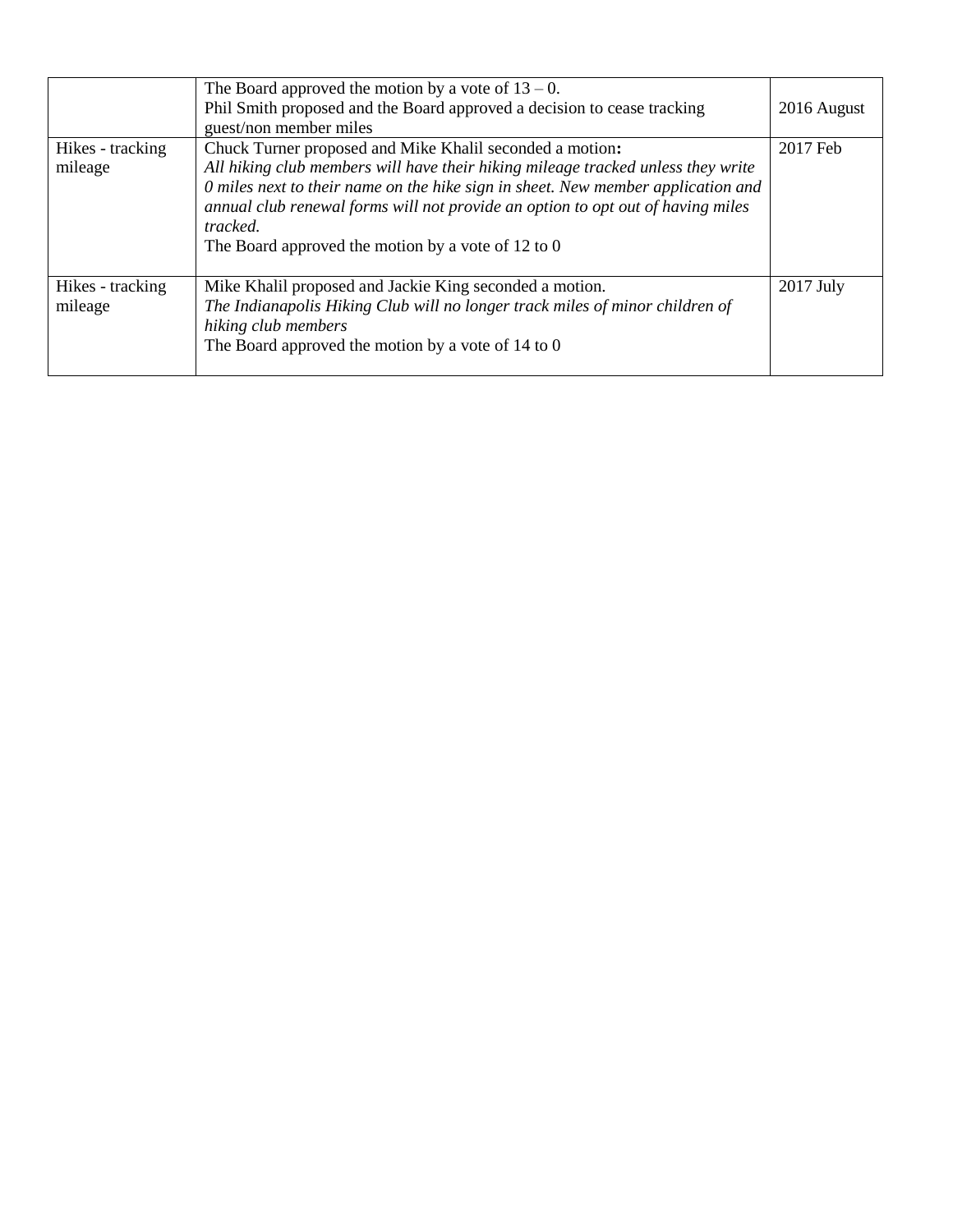|  |  |  |
|---|---|---|
|  | The Board approved the motion by a vote of 13 – 0.<br>Phil Smith proposed and the Board approved a decision to cease tracking guest/non member miles | 2016 August |
| Hikes - tracking mileage | Chuck Turner proposed and Mike Khalil seconded a motion**:**<br>*All hiking club members will have their hiking mileage tracked unless they write 0 miles next to their name on the hike sign in sheet. New member application and annual club renewal forms will not provide an option to opt out of having miles tracked.*<br>The Board approved the motion by a vote of 12 to 0 | 2017 Feb |
| Hikes - tracking mileage | Mike Khalil proposed and Jackie King seconded a motion.<br>*The Indianapolis Hiking Club will no longer track miles of minor children of hiking club members*<br>The Board approved the motion by a vote of 14 to 0 | 2017 July |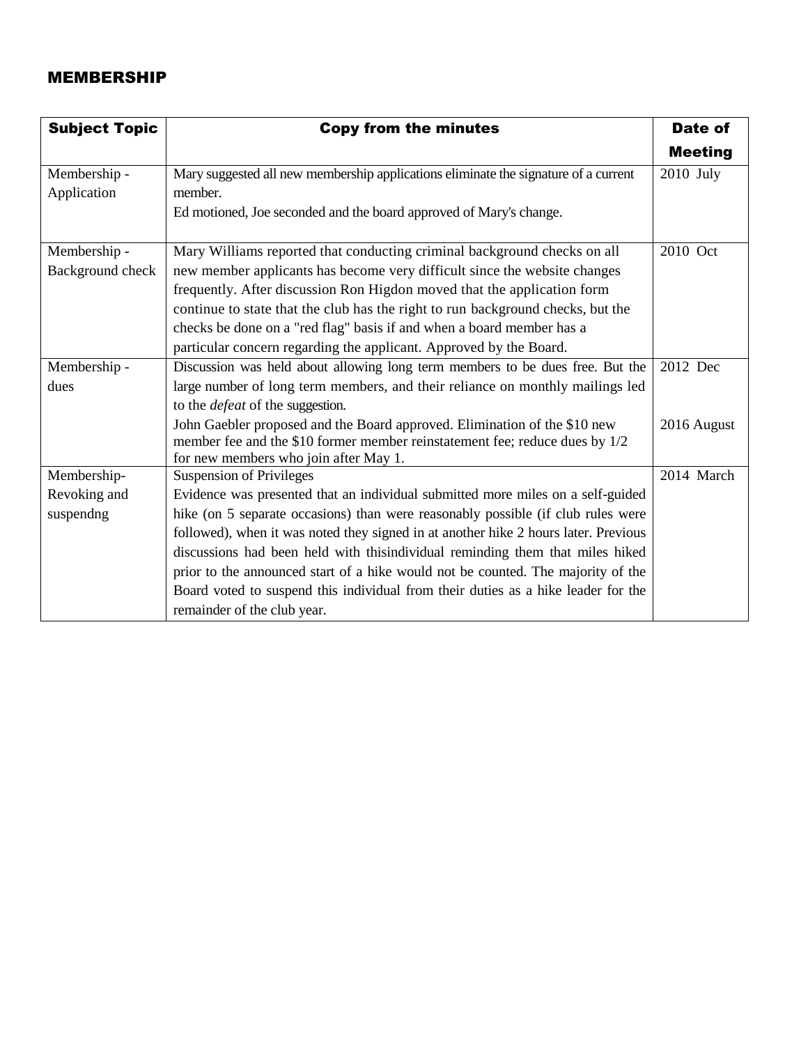## MEMBERSHIP

| Subject Topic | Copy from the minutes | Date of Meeting |
|---|---|---|
| Membership - Application | Mary suggested all new membership applications eliminate the signature of a current member.<br>Ed motioned, Joe seconded and the board approved of Mary's change. | 2010 July |
| Membership - Background check | Mary Williams reported that conducting criminal background checks on all new member applicants has become very difficult since the website changes frequently. After discussion Ron Higdon moved that the application form continue to state that the club has the right to run background checks, but the checks be done on a "red flag" basis if and when a board member has a particular concern regarding the applicant. Approved by the Board. | 2010 Oct |
| Membership - dues | Discussion was held about allowing long term members to be dues free. But the large number of long term members, and their reliance on monthly mailings led to the *defeat* of the suggestion.<br>John Gaebler proposed and the Board approved. Elimination of the $10 new member fee and the $10 former member reinstatement fee; reduce dues by 1/2 for new members who join after May 1. | 2012 Dec<br><br><br>2016 August |
| Membership- Revoking and suspendng | Suspension of Privileges<br>Evidence was presented that an individual submitted more miles on a self-guided hike (on 5 separate occasions) than were reasonably possible (if club rules were followed), when it was noted they signed in at another hike 2 hours later. Previous discussions had been held with thisindividual reminding them that miles hiked prior to the announced start of a hike would not be counted. The majority of the Board voted to suspend this individual from their duties as a hike leader for the remainder of the club year. | 2014 March |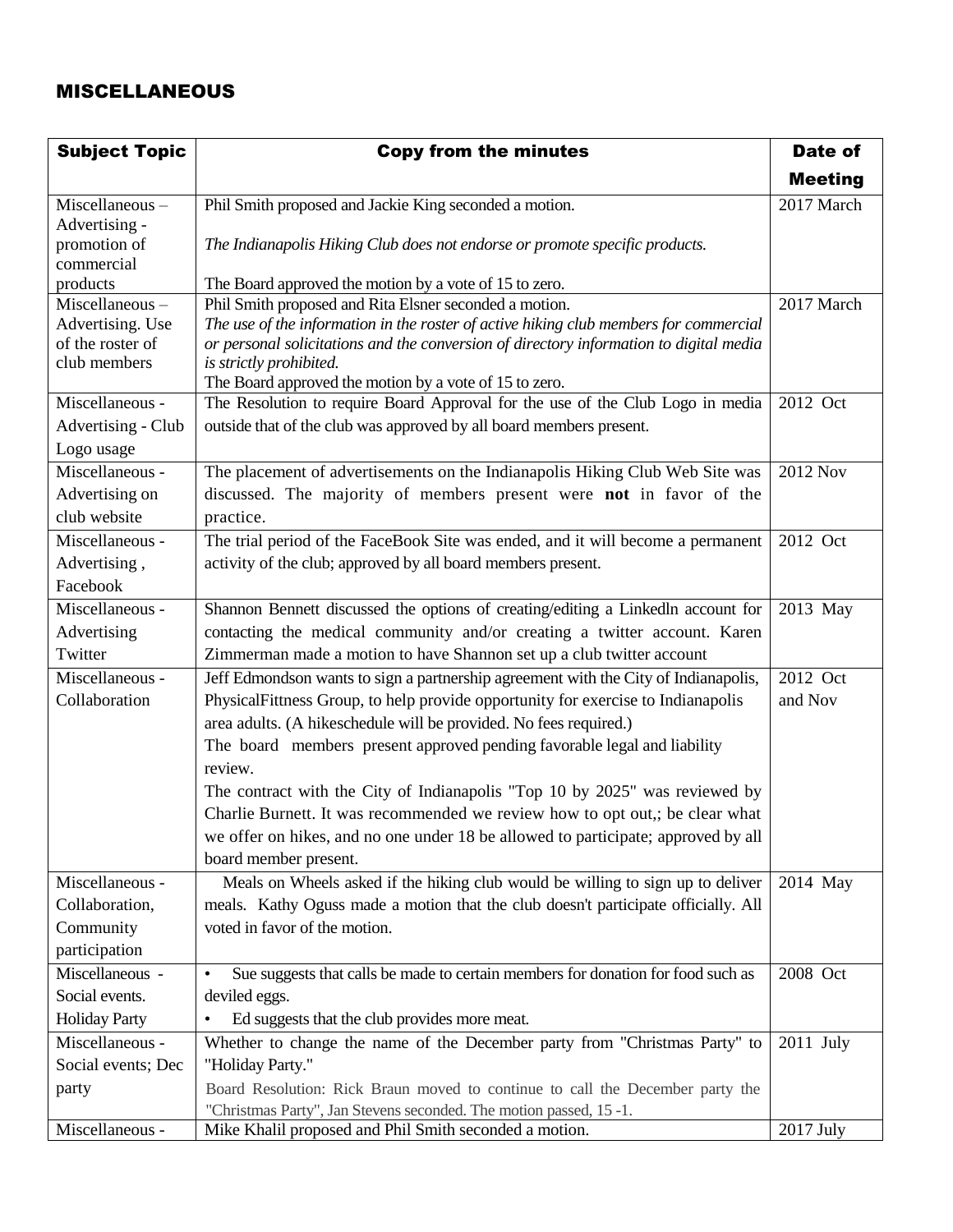## MISCELLANEOUS

| Subject Topic | Copy from the minutes | Date of Meeting |
|---|---|---|
| Miscellaneous – Advertising - promotion of commercial products | Phil Smith proposed and Jackie King seconded a motion.<br><br>*The Indianapolis Hiking Club does not endorse or promote specific products.*<br><br>The Board approved the motion by a vote of 15 to zero. | 2017 March |
| Miscellaneous – Advertising. Use of the roster of club members | Phil Smith proposed and Rita Elsner seconded a motion.<br>*The use of the information in the roster of active hiking club members for commercial or personal solicitations and the conversion of directory information to digital media is strictly prohibited.*<br>The Board approved the motion by a vote of 15 to zero. | 2017 March |
| Miscellaneous - Advertising - Club Logo usage | The Resolution to require Board Approval for the use of the Club Logo in media outside that of the club was approved by all board members present. | 2012 Oct |
| Miscellaneous - Advertising on club website | The placement of advertisements on the Indianapolis Hiking Club Web Site was discussed. The majority of members present were **not** in favor of the practice. | 2012 Nov |
| Miscellaneous - Advertising , Facebook | The trial period of the FaceBook Site was ended, and it will become a permanent activity of the club; approved by all board members present. | 2012 Oct |
| Miscellaneous - Advertising Twitter | Shannon Bennett discussed the options of creating/editing a Linkedln account for contacting the medical community and/or creating a twitter account. Karen Zimmerman made a motion to have Shannon set up a club twitter account | 2013 May |
| Miscellaneous - Collaboration | Jeff Edmondson wants to sign a partnership agreement with the City of Indianapolis, PhysicalFittness Group, to help provide opportunity for exercise to Indianapolis area adults. (A hikeschedule will be provided. No fees required.)<br>The board members present approved pending favorable legal and liability review.<br>The contract with the City of Indianapolis "Top 10 by 2025" was reviewed by Charlie Burnett. It was recommended we review how to opt out,; be clear what we offer on hikes, and no one under 18 be allowed to participate; approved by all board member present. | 2012 Oct and Nov |
| Miscellaneous - Collaboration, Community participation | Meals on Wheels asked if the hiking club would be willing to sign up to deliver meals. Kathy Oguss made a motion that the club doesn't participate officially. All voted in favor of the motion. | 2014 May |
| Miscellaneous - Social events. Holiday Party | • Sue suggests that calls be made to certain members for donation for food such as deviled eggs.<br>• Ed suggests that the club provides more meat. | 2008 Oct |
| Miscellaneous - Social events; Dec party | Whether to change the name of the December party from "Christmas Party" to "Holiday Party."<br>Board Resolution: Rick Braun moved to continue to call the December party the "Christmas Party", Jan Stevens seconded. The motion passed, 15 -1. | 2011 July |
| Miscellaneous - | Mike Khalil proposed and Phil Smith seconded a motion. | 2017 July |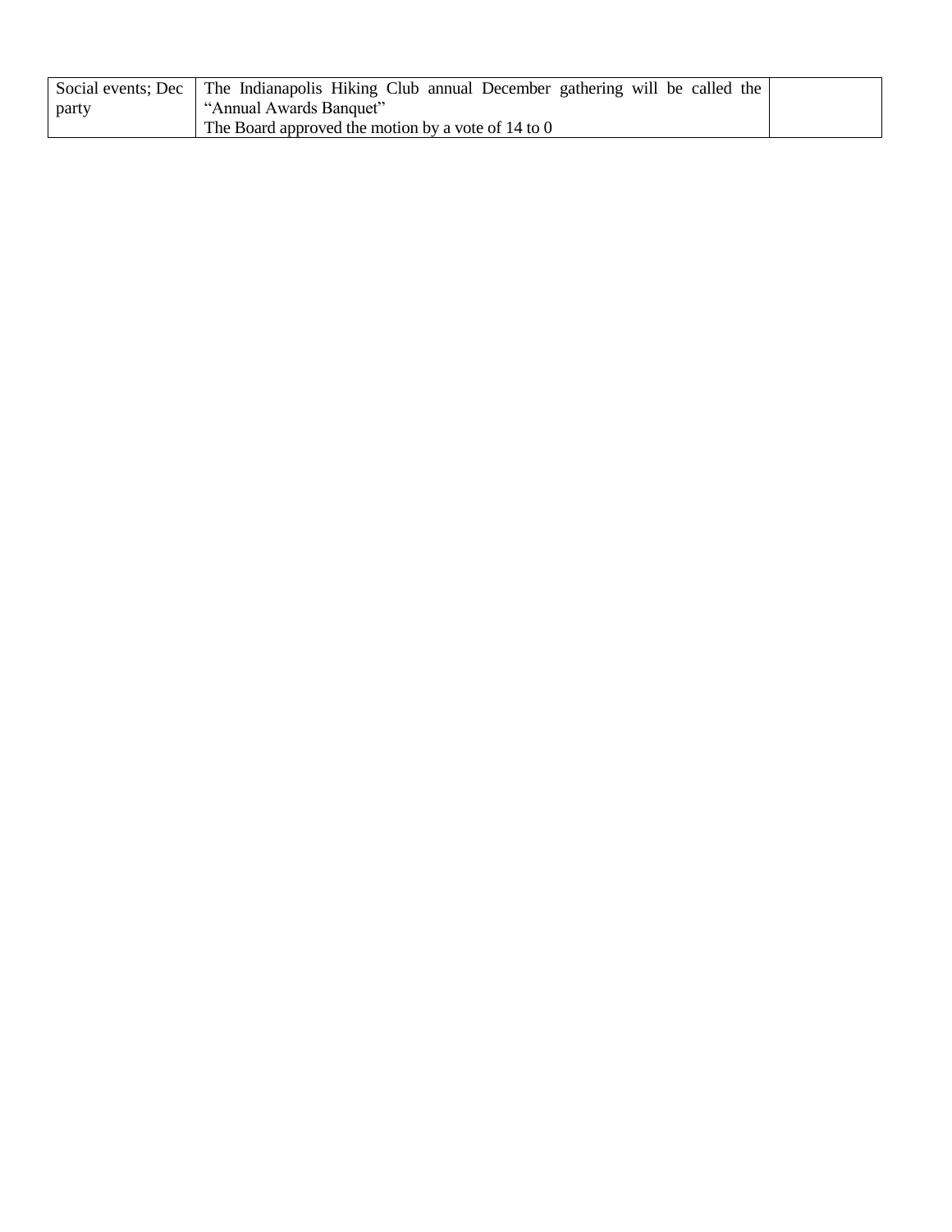| Social events; Dec party | The Indianapolis Hiking Club annual December gathering will be called the "Annual Awards Banquet"<br>The Board approved the motion by a vote of 14 to 0 | |
|---|---|---|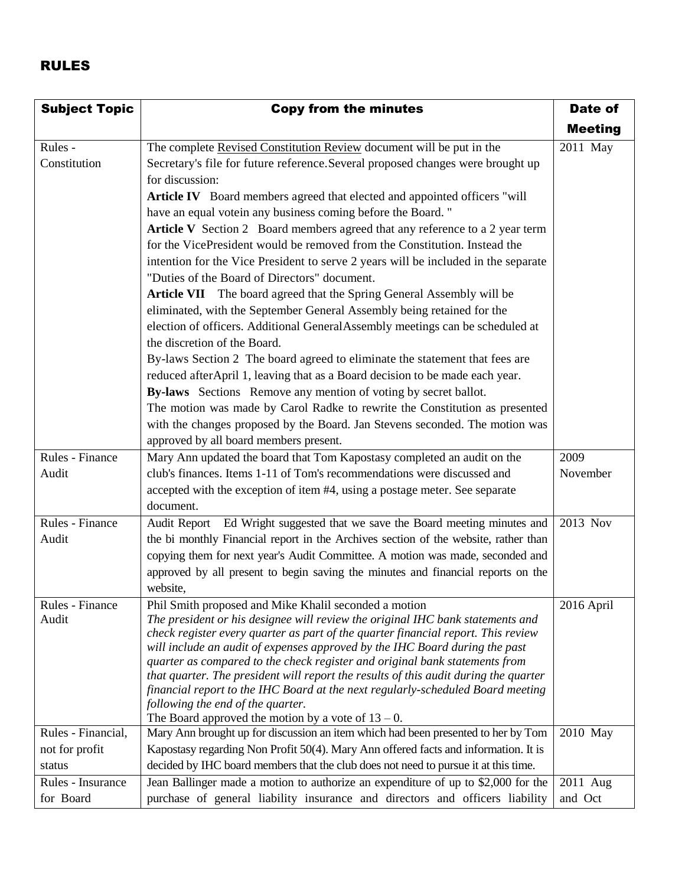## RULES

| Subject Topic | Copy from the minutes | Date of Meeting |
|---|---|---|
| Rules - Constitution | The complete Revised Constitution Review document will be put in the Secretary's file for future reference.Several proposed changes were brought up for discussion: **Article IV** Board members agreed that elected and appointed officers "will have an equal votein any business coming before the Board. " **Article V** Section 2 Board members agreed that any reference to a 2 year term for the VicePresident would be removed from the Constitution. Instead the intention for the Vice President to serve 2 years will be included in the separate "Duties of the Board of Directors" document. **Article VII** The board agreed that the Spring General Assembly will be eliminated, with the September General Assembly being retained for the election of officers. Additional GeneralAssembly meetings can be scheduled at the discretion of the Board. By-laws Section 2 The board agreed to eliminate the statement that fees are reduced afterApril 1, leaving that as a Board decision to be made each year. **By-laws** Sections Remove any mention of voting by secret ballot. The motion was made by Carol Radke to rewrite the Constitution as presented with the changes proposed by the Board. Jan Stevens seconded. The motion was approved by all board members present. | 2011 May |
| Rules - Finance Audit | Mary Ann updated the board that Tom Kapostasy completed an audit on the club's finances. Items 1-11 of Tom's recommendations were discussed and accepted with the exception of item #4, using a postage meter. See separate document. | 2009 November |
| Rules - Finance Audit | Audit Report Ed Wright suggested that we save the Board meeting minutes and the bi monthly Financial report in the Archives section of the website, rather than copying them for next year's Audit Committee. A motion was made, seconded and approved by all present to begin saving the minutes and financial reports on the website, | 2013 Nov |
| Rules - Finance Audit | Phil Smith proposed and Mike Khalil seconded a motion *The president or his designee will review the original IHC bank statements and check register every quarter as part of the quarter financial report. This review will include an audit of expenses approved by the IHC Board during the past quarter as compared to the check register and original bank statements from that quarter. The president will report the results of this audit during the quarter financial report to the IHC Board at the next regularly-scheduled Board meeting following the end of the quarter.* The Board approved the motion by a vote of 13 – 0. | 2016 April |
| Rules - Financial, not for profit status | Mary Ann brought up for discussion an item which had been presented to her by Tom Kapostasy regarding Non Profit 50(4). Mary Ann offered facts and information. It is decided by IHC board members that the club does not need to pursue it at this time. | 2010 May |
| Rules - Insurance for Board | Jean Ballinger made a motion to authorize an expenditure of up to $2,000 for the purchase of general liability insurance and directors and officers liability | 2011 Aug and Oct |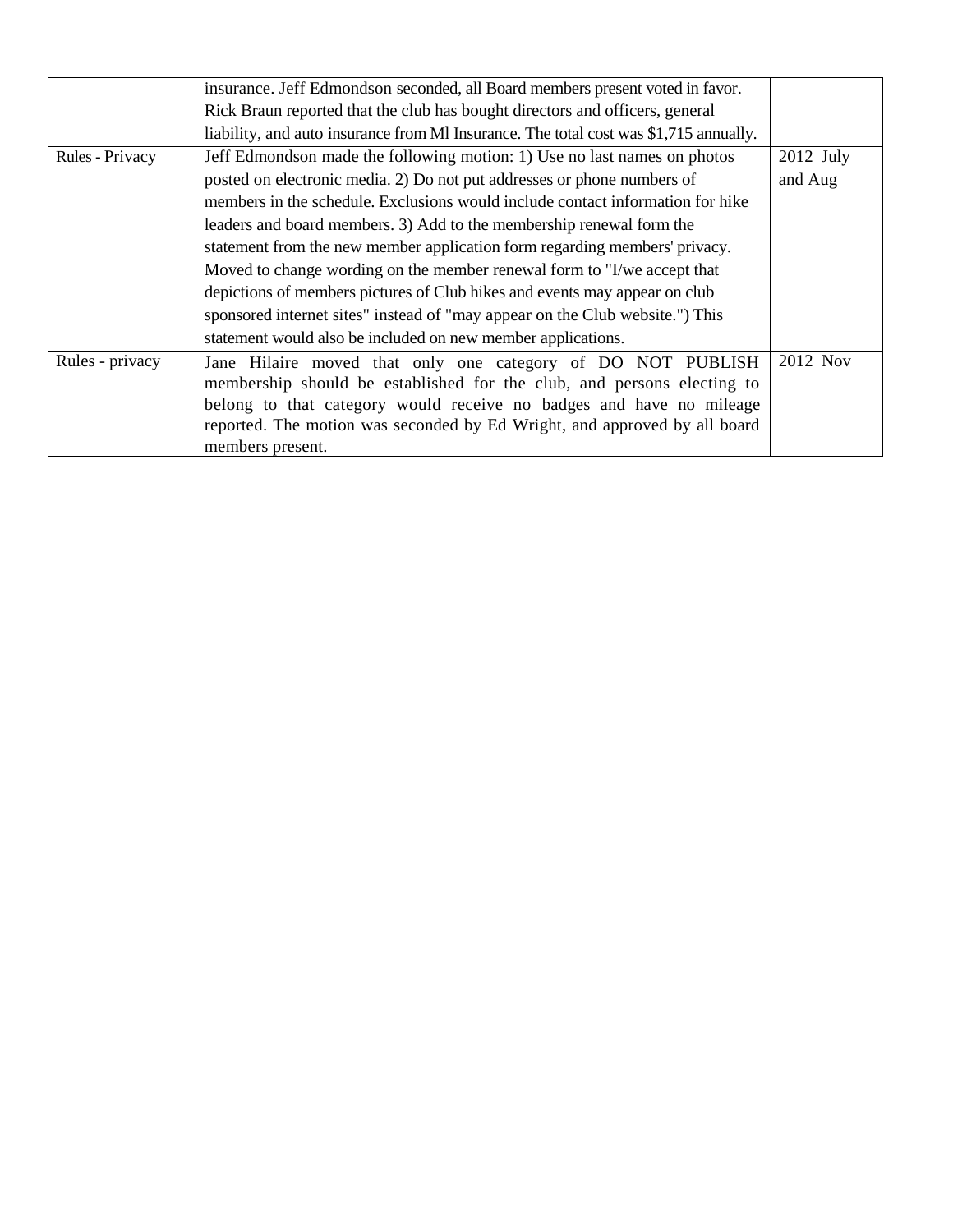| | | |
|---|---|---|
| | insurance. Jeff Edmondson seconded, all Board members present voted in favor. Rick Braun reported that the club has bought directors and officers, general liability, and auto insurance from Ml Insurance. The total cost was $1,715 annually. | |
| Rules - Privacy | Jeff Edmondson made the following motion: 1) Use no last names on photos posted on electronic media. 2) Do not put addresses or phone numbers of members in the schedule. Exclusions would include contact information for hike leaders and board members. 3) Add to the membership renewal form the statement from the new member application form regarding members' privacy. Moved to change wording on the member renewal form to "I/we accept that depictions of members pictures of Club hikes and events may appear on club sponsored internet sites" instead of "may appear on the Club website.") This statement would also be included on new member applications. | 2012 July and Aug |
| Rules - privacy | Jane Hilaire moved that only one category of DO NOT PUBLISH membership should be established for the club, and persons electing to belong to that category would receive no badges and have no mileage reported. The motion was seconded by Ed Wright, and approved by all board members present. | 2012 Nov |